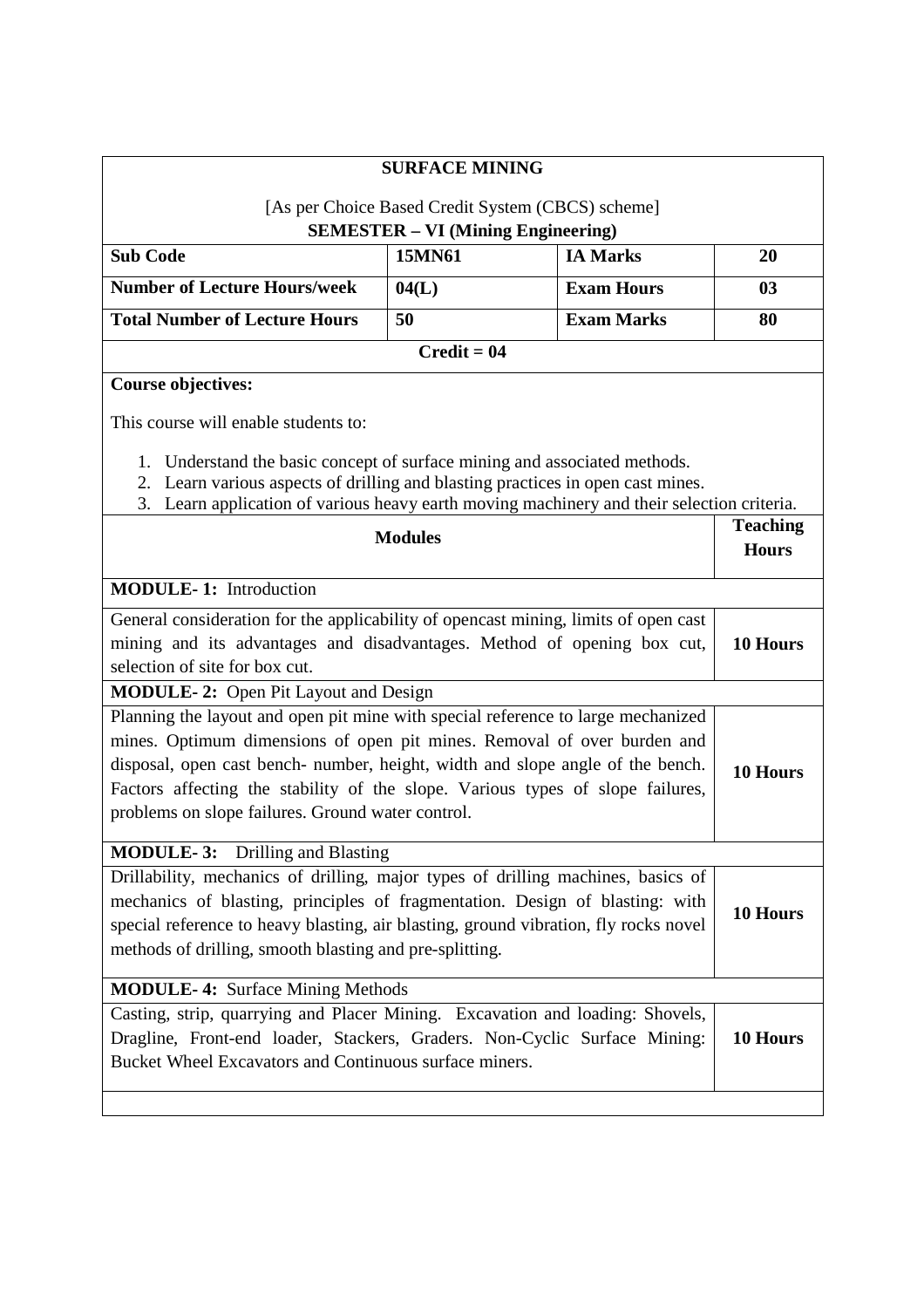# SURFACE MINING

[As per Choice Based Credit System (CBCS) scheme]

**SEMESTER – VI (Mining Engineering)**

| **Sub Code** | **15MN61** | **IA Marks** | **20** |
|---|---|---|---|
| **Number of Lecture Hours/week** | **04(L)** | **Exam Hours** | **03** |
| **Total Number of Lecture Hours** | **50** | **Exam Marks** | **80** |

**Credit = 04**

**Course objectives:**

This course will enable students to:

1. Understand the basic concept of surface mining and associated methods.
2. Learn various aspects of drilling and blasting practices in open cast mines.
3. Learn application of various heavy earth moving machinery and their selection criteria.

| **Modules** | **Teaching Hours** |
|---|---|
| **MODULE- 1:** Introduction | |
| General consideration for the applicability of opencast mining, limits of open cast mining and its advantages and disadvantages. Method of opening box cut, selection of site for box cut. | **10 Hours** |
| **MODULE- 2:** Open Pit Layout and Design | |
| Planning the layout and open pit mine with special reference to large mechanized mines. Optimum dimensions of open pit mines. Removal of over burden and disposal, open cast bench- number, height, width and slope angle of the bench. Factors affecting the stability of the slope. Various types of slope failures, problems on slope failures. Ground water control. | **10 Hours** |
| **MODULE- 3:** Drilling and Blasting | |
| Drillability, mechanics of drilling, major types of drilling machines, basics of mechanics of blasting, principles of fragmentation. Design of blasting: with special reference to heavy blasting, air blasting, ground vibration, fly rocks novel methods of drilling, smooth blasting and pre-splitting. | **10 Hours** |
| **MODULE- 4:** Surface Mining Methods | |
| Casting, strip, quarrying and Placer Mining. Excavation and loading: Shovels, Dragline, Front-end loader, Stackers, Graders. Non-Cyclic Surface Mining: Bucket Wheel Excavators and Continuous surface miners. | **10 Hours** |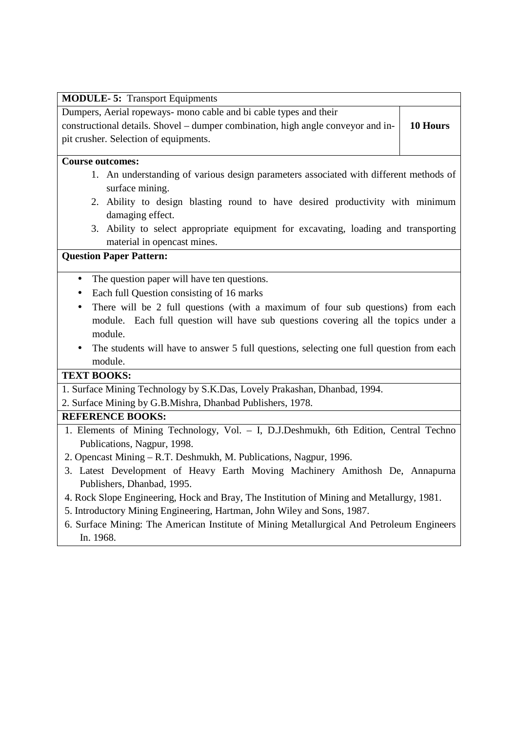| **MODULE- 5:** Transport Equipments | |
|---|---|
| Dumpers, Aerial ropeways- mono cable and bi cable types and their constructional details. Shovel – dumper combination, high angle conveyor and in-pit crusher. Selection of equipments. | **10 Hours** |

**Course outcomes:**

1. An understanding of various design parameters associated with different methods of surface mining.
2. Ability to design blasting round to have desired productivity with minimum damaging effect.
3. Ability to select appropriate equipment for excavating, loading and transporting material in opencast mines.

**Question Paper Pattern:**

- The question paper will have ten questions.
- Each full Question consisting of 16 marks
- There will be 2 full questions (with a maximum of four sub questions) from each module. Each full question will have sub questions covering all the topics under a module.
- The students will have to answer 5 full questions, selecting one full question from each module.

**TEXT BOOKS:**

1. Surface Mining Technology by S.K.Das, Lovely Prakashan, Dhanbad, 1994.
2. Surface Mining by G.B.Mishra, Dhanbad Publishers, 1978.

**REFERENCE BOOKS:**

1. Elements of Mining Technology, Vol. – I, D.J.Deshmukh, 6th Edition, Central Techno Publications, Nagpur, 1998.
2. Opencast Mining – R.T. Deshmukh, M. Publications, Nagpur, 1996.
3. Latest Development of Heavy Earth Moving Machinery Amithosh De, Annapurna Publishers, Dhanbad, 1995.
4. Rock Slope Engineering, Hock and Bray, The Institution of Mining and Metallurgy, 1981.
5. Introductory Mining Engineering, Hartman, John Wiley and Sons, 1987.
6. Surface Mining: The American Institute of Mining Metallurgical And Petroleum Engineers In. 1968.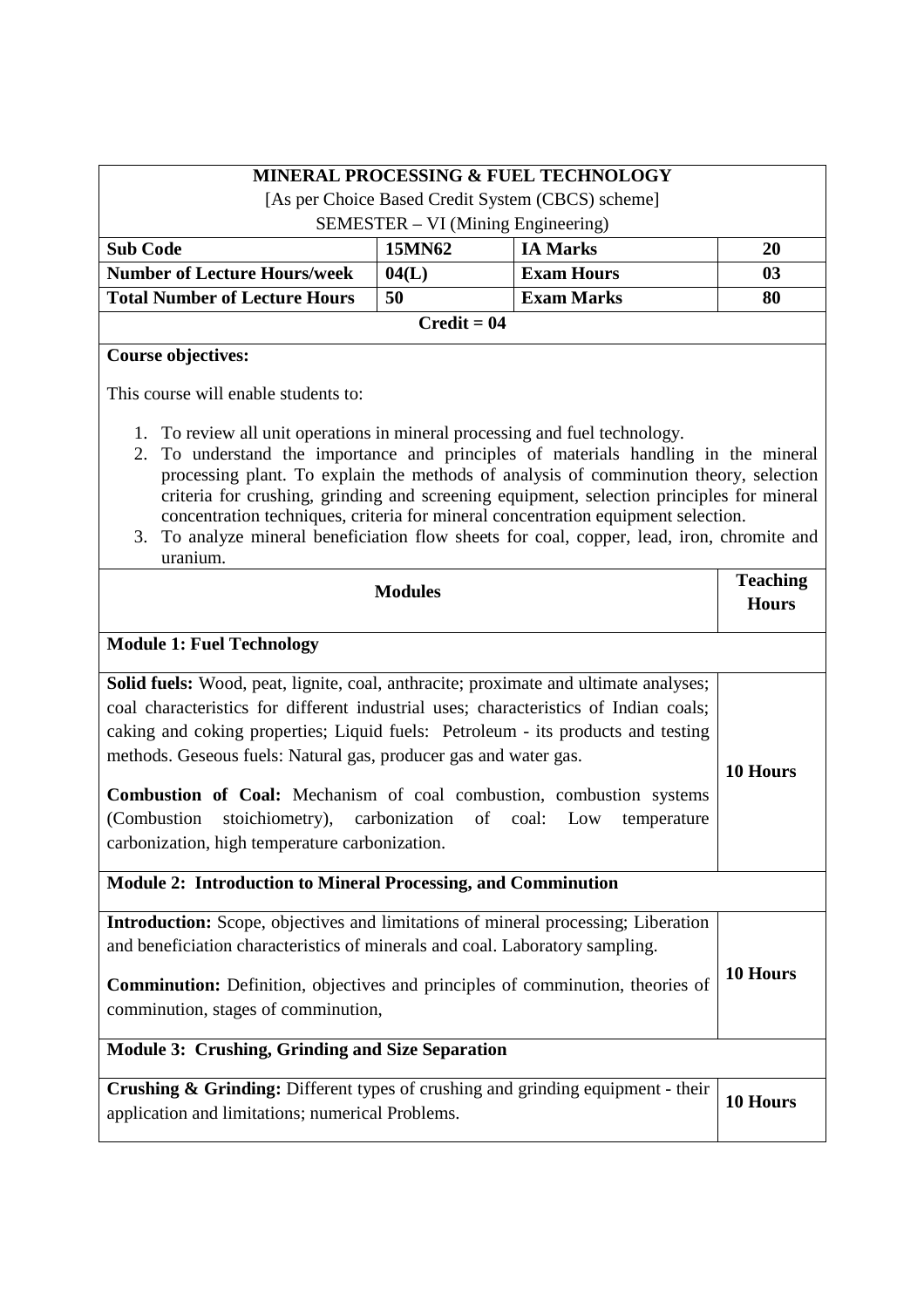# MINERAL PROCESSING & FUEL TECHNOLOGY

[As per Choice Based Credit System (CBCS) scheme]

SEMESTER – VI (Mining Engineering)

| **Sub Code** | **15MN62** | **IA Marks** | **20** |
|---|---|---|---|
| **Number of Lecture Hours/week** | **04(L)** | **Exam Hours** | **03** |
| **Total Number of Lecture Hours** | **50** | **Exam Marks** | **80** |

**Credit = 04**

**Course objectives:**

This course will enable students to:

1. To review all unit operations in mineral processing and fuel technology.
2. To understand the importance and principles of materials handling in the mineral processing plant. To explain the methods of analysis of comminution theory, selection criteria for crushing, grinding and screening equipment, selection principles for mineral concentration techniques, criteria for mineral concentration equipment selection.
3. To analyze mineral beneficiation flow sheets for coal, copper, lead, iron, chromite and uranium.

| **Modules** | **Teaching Hours** |
|---|---|
| **Module 1: Fuel Technology** | |
| **Solid fuels:** Wood, peat, lignite, coal, anthracite; proximate and ultimate analyses; coal characteristics for different industrial uses; characteristics of Indian coals; caking and coking properties; Liquid fuels: Petroleum - its products and testing methods. Geseous fuels: Natural gas, producer gas and water gas.<br><br>**Combustion of Coal:** Mechanism of coal combustion, combustion systems (Combustion stoichiometry), carbonization of coal: Low temperature carbonization, high temperature carbonization. | **10 Hours** |
| **Module 2: Introduction to Mineral Processing, and Comminution** | |
| **Introduction:** Scope, objectives and limitations of mineral processing; Liberation and beneficiation characteristics of minerals and coal. Laboratory sampling.<br><br>**Comminution:** Definition, objectives and principles of comminution, theories of comminution, stages of comminution, | **10 Hours** |
| **Module 3: Crushing, Grinding and Size Separation** | |
| **Crushing & Grinding:** Different types of crushing and grinding equipment - their application and limitations; numerical Problems. | **10 Hours** |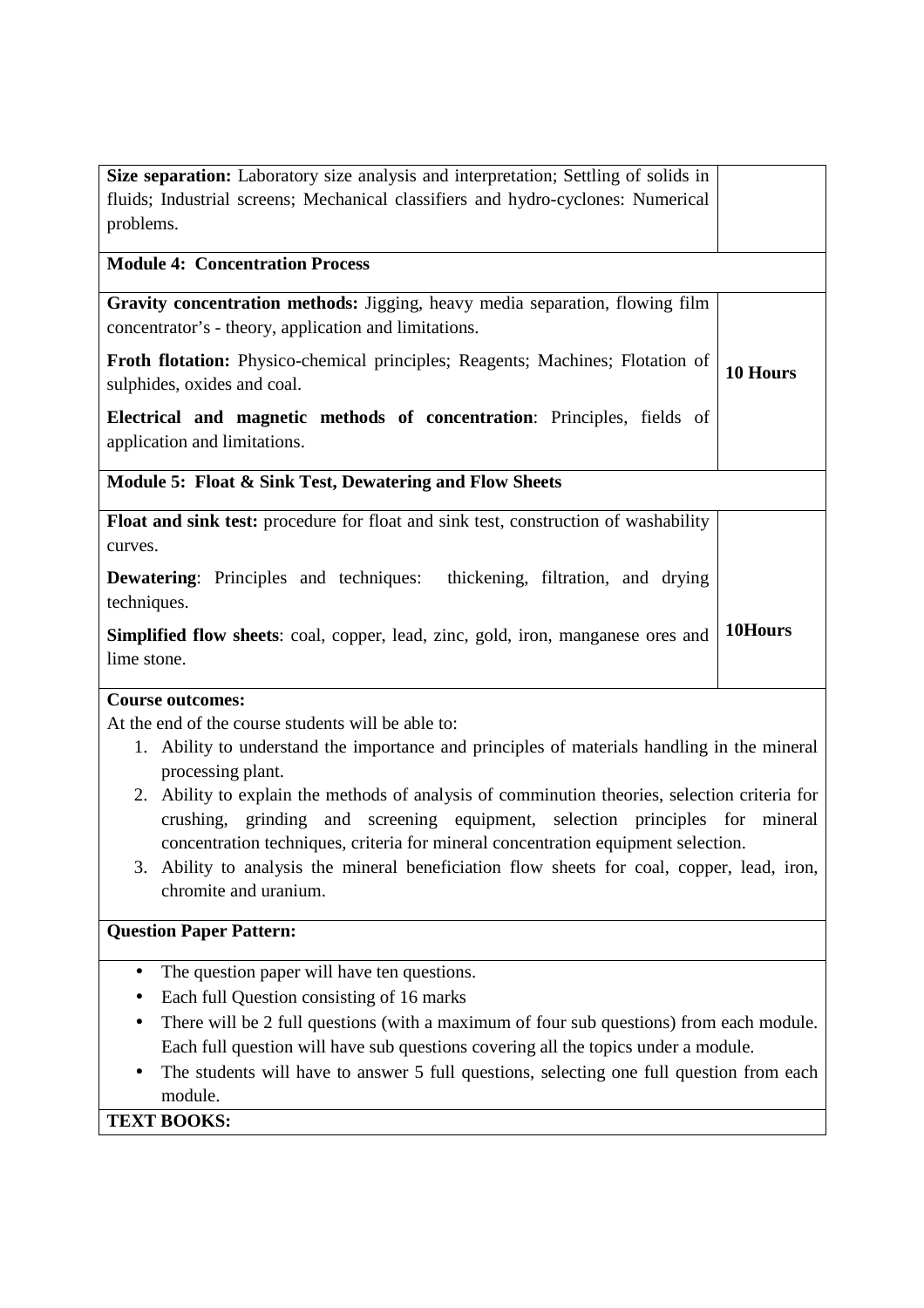| | |
|---|---|
| **Size separation:** Laboratory size analysis and interpretation; Settling of solids in fluids; Industrial screens; Mechanical classifiers and hydro-cyclones: Numerical problems. | |
| **Module 4: Concentration Process** | |
| **Gravity concentration methods:** Jigging, heavy media separation, flowing film concentrator's - theory, application and limitations.<br><br>**Froth flotation:** Physico-chemical principles; Reagents; Machines; Flotation of sulphides, oxides and coal.<br><br>**Electrical and magnetic methods of concentration**: Principles, fields of application and limitations. | **10 Hours** |
| **Module 5: Float & Sink Test, Dewatering and Flow Sheets** | |
| **Float and sink test:** procedure for float and sink test, construction of washability curves.<br><br>**Dewatering**: Principles and techniques: thickening, filtration, and drying techniques.<br><br>**Simplified flow sheets**: coal, copper, lead, zinc, gold, iron, manganese ores and lime stone. | **10Hours** |

**Course outcomes:**

At the end of the course students will be able to:

1. Ability to understand the importance and principles of materials handling in the mineral processing plant.
2. Ability to explain the methods of analysis of comminution theories, selection criteria for crushing, grinding and screening equipment, selection principles for mineral concentration techniques, criteria for mineral concentration equipment selection.
3. Ability to analysis the mineral beneficiation flow sheets for coal, copper, lead, iron, chromite and uranium.

**Question Paper Pattern:**

- The question paper will have ten questions.
- Each full Question consisting of 16 marks
- There will be 2 full questions (with a maximum of four sub questions) from each module. Each full question will have sub questions covering all the topics under a module.
- The students will have to answer 5 full questions, selecting one full question from each module.

**TEXT BOOKS:**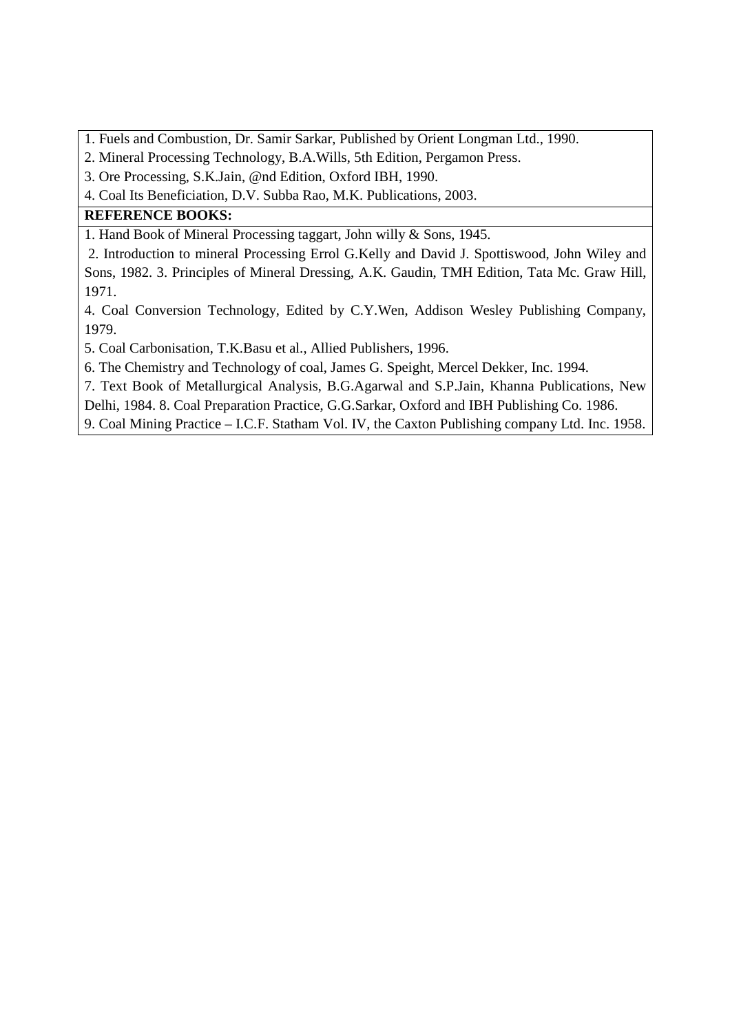1. Fuels and Combustion, Dr. Samir Sarkar, Published by Orient Longman Ltd., 1990.
2. Mineral Processing Technology, B.A.Wills, 5th Edition, Pergamon Press.
3. Ore Processing, S.K.Jain, @nd Edition, Oxford IBH, 1990.
4. Coal Its Beneficiation, D.V. Subba Rao, M.K. Publications, 2003.

**REFERENCE BOOKS:**

1. Hand Book of Mineral Processing taggart, John willy & Sons, 1945.
2. Introduction to mineral Processing Errol G.Kelly and David J. Spottiswood, John Wiley and Sons, 1982. 3. Principles of Mineral Dressing, A.K. Gaudin, TMH Edition, Tata Mc. Graw Hill, 1971.
4. Coal Conversion Technology, Edited by C.Y.Wen, Addison Wesley Publishing Company, 1979.
5. Coal Carbonisation, T.K.Basu et al., Allied Publishers, 1996.
6. The Chemistry and Technology of coal, James G. Speight, Mercel Dekker, Inc. 1994.
7. Text Book of Metallurgical Analysis, B.G.Agarwal and S.P.Jain, Khanna Publications, New Delhi, 1984. 8. Coal Preparation Practice, G.G.Sarkar, Oxford and IBH Publishing Co. 1986.
9. Coal Mining Practice – I.C.F. Statham Vol. IV, the Caxton Publishing company Ltd. Inc. 1958.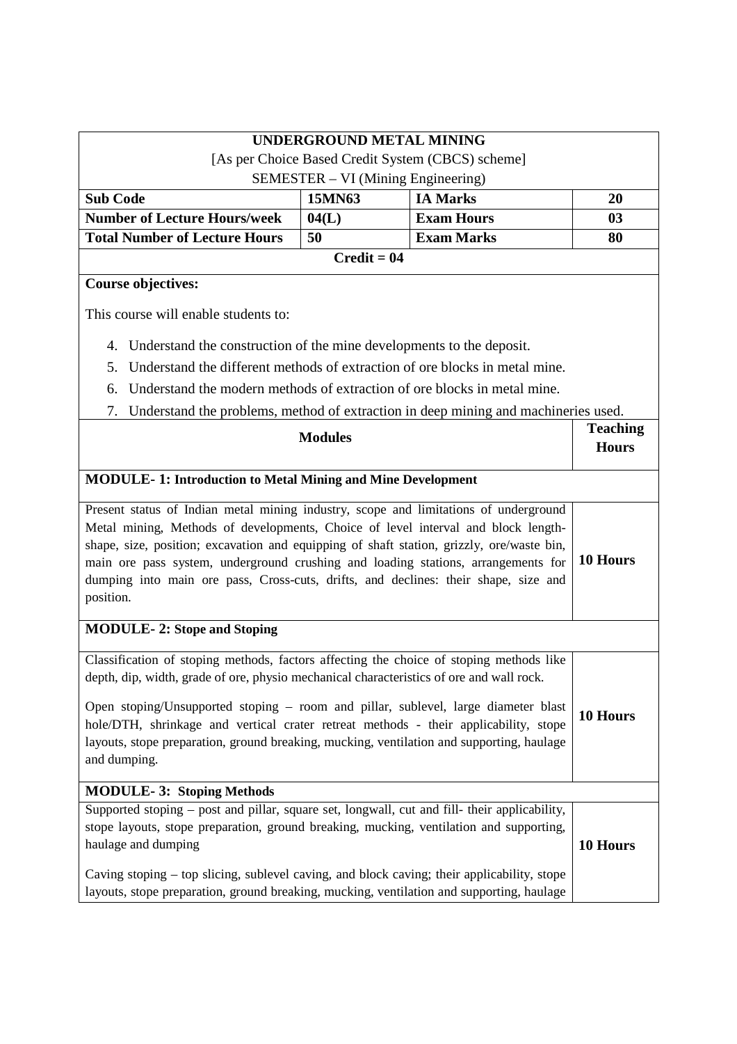# UNDERGROUND METAL MINING

[As per Choice Based Credit System (CBCS) scheme]

SEMESTER – VI (Mining Engineering)

| Sub Code | 15MN63 | IA Marks | 20 |
|---|---|---|---|
| Number of Lecture Hours/week | 04(L) | Exam Hours | 03 |
| Total Number of Lecture Hours | 50 | Exam Marks | 80 |

**Credit = 04**

**Course objectives:**

This course will enable students to:

4. Understand the construction of the mine developments to the deposit.
5. Understand the different methods of extraction of ore blocks in metal mine.
6. Understand the modern methods of extraction of ore blocks in metal mine.
7. Understand the problems, method of extraction in deep mining and machineries used.

| Modules | Teaching Hours |
|---|---|
| **MODULE- 1: Introduction to Metal Mining and Mine Development** | |
| Present status of Indian metal mining industry, scope and limitations of underground Metal mining, Methods of developments, Choice of level interval and block length-shape, size, position; excavation and equipping of shaft station, grizzly, ore/waste bin, main ore pass system, underground crushing and loading stations, arrangements for dumping into main ore pass, Cross-cuts, drifts, and declines: their shape, size and position. | **10 Hours** |
| **MODULE- 2: Stope and Stoping** | |
| Classification of stoping methods, factors affecting the choice of stoping methods like depth, dip, width, grade of ore, physio mechanical characteristics of ore and wall rock.<br><br>Open stoping/Unsupported stoping – room and pillar, sublevel, large diameter blast hole/DTH, shrinkage and vertical crater retreat methods - their applicability, stope layouts, stope preparation, ground breaking, mucking, ventilation and supporting, haulage and dumping. | **10 Hours** |
| **MODULE- 3: Stoping Methods** | |
| Supported stoping – post and pillar, square set, longwall, cut and fill- their applicability, stope layouts, stope preparation, ground breaking, mucking, ventilation and supporting, haulage and dumping<br><br>Caving stoping – top slicing, sublevel caving, and block caving; their applicability, stope layouts, stope preparation, ground breaking, mucking, ventilation and supporting, haulage | **10 Hours** |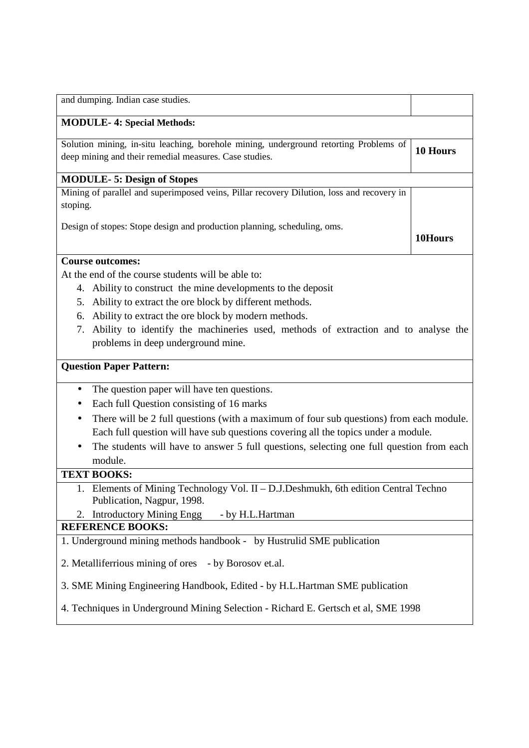| and dumping. Indian case studies. | |
|---|---|
| **MODULE- 4: Special Methods:** | |
| Solution mining, in-situ leaching, borehole mining, underground retorting Problems of deep mining and their remedial measures. Case studies. | **10 Hours** |
| **MODULE- 5: Design of Stopes** | |
| Mining of parallel and superimposed veins, Pillar recovery Dilution, loss and recovery in stoping.<br><br>Design of stopes: Stope design and production planning, scheduling, oms. | **10Hours** |

**Course outcomes:**

At the end of the course students will be able to:

4. Ability to construct the mine developments to the deposit
5. Ability to extract the ore block by different methods.
6. Ability to extract the ore block by modern methods.
7. Ability to identify the machineries used, methods of extraction and to analyse the problems in deep underground mine.

**Question Paper Pattern:**

- The question paper will have ten questions.
- Each full Question consisting of 16 marks
- There will be 2 full questions (with a maximum of four sub questions) from each module. Each full question will have sub questions covering all the topics under a module.
- The students will have to answer 5 full questions, selecting one full question from each module.

**TEXT BOOKS:**

1. Elements of Mining Technology Vol. II – D.J.Deshmukh, 6th edition Central Techno Publication, Nagpur, 1998.
2. Introductory Mining Engg - by H.L.Hartman

**REFERENCE BOOKS:**

1. Underground mining methods handbook - by Hustrulid SME publication

2. Metalliferrious mining of ores - by Borosov et.al.

3. SME Mining Engineering Handbook, Edited - by H.L.Hartman SME publication

4. Techniques in Underground Mining Selection - Richard E. Gertsch et al, SME 1998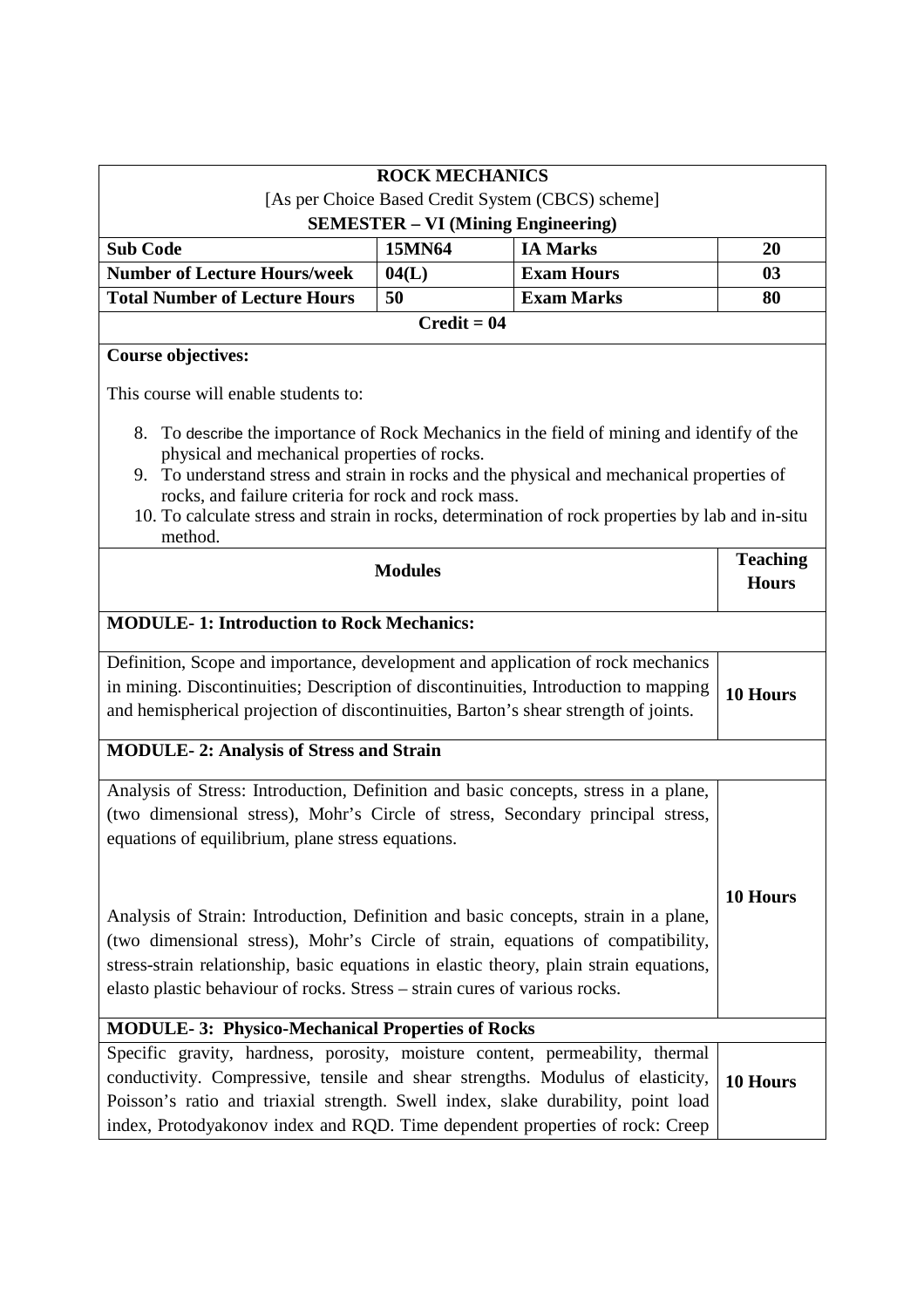| **ROCK MECHANICS**<br>[As per Choice Based Credit System (CBCS) scheme]<br>**SEMESTER – VI (Mining Engineering)** | | | |
|---|---|---|---|
| **Sub Code** | **15MN64** | **IA Marks** | **20** |
| **Number of Lecture Hours/week** | **04(L)** | **Exam Hours** | **03** |
| **Total Number of Lecture Hours** | **50** | **Exam Marks** | **80** |
| **Credit = 04** | | | |

**Course objectives:**

This course will enable students to:

8. To describe the importance of Rock Mechanics in the field of mining and identify of the physical and mechanical properties of rocks.
9. To understand stress and strain in rocks and the physical and mechanical properties of rocks, and failure criteria for rock and rock mass.
10. To calculate stress and strain in rocks, determination of rock properties by lab and in-situ method.

| **Modules** | **Teaching Hours** |
|---|---|
| **MODULE- 1: Introduction to Rock Mechanics:** | |
| Definition, Scope and importance, development and application of rock mechanics in mining. Discontinuities; Description of discontinuities, Introduction to mapping and hemispherical projection of discontinuities, Barton's shear strength of joints. | **10 Hours** |
| **MODULE- 2: Analysis of Stress and Strain** | |
| Analysis of Stress: Introduction, Definition and basic concepts, stress in a plane, (two dimensional stress), Mohr's Circle of stress, Secondary principal stress, equations of equilibrium, plane stress equations.<br><br>Analysis of Strain: Introduction, Definition and basic concepts, strain in a plane, (two dimensional stress), Mohr's Circle of strain, equations of compatibility, stress-strain relationship, basic equations in elastic theory, plain strain equations, elasto plastic behaviour of rocks. Stress – strain cures of various rocks. | **10 Hours** |
| **MODULE- 3: Physico-Mechanical Properties of Rocks** | |
| Specific gravity, hardness, porosity, moisture content, permeability, thermal conductivity. Compressive, tensile and shear strengths. Modulus of elasticity, Poisson's ratio and triaxial strength. Swell index, slake durability, point load index, Protodyakonov index and RQD. Time dependent properties of rock: Creep | **10 Hours** |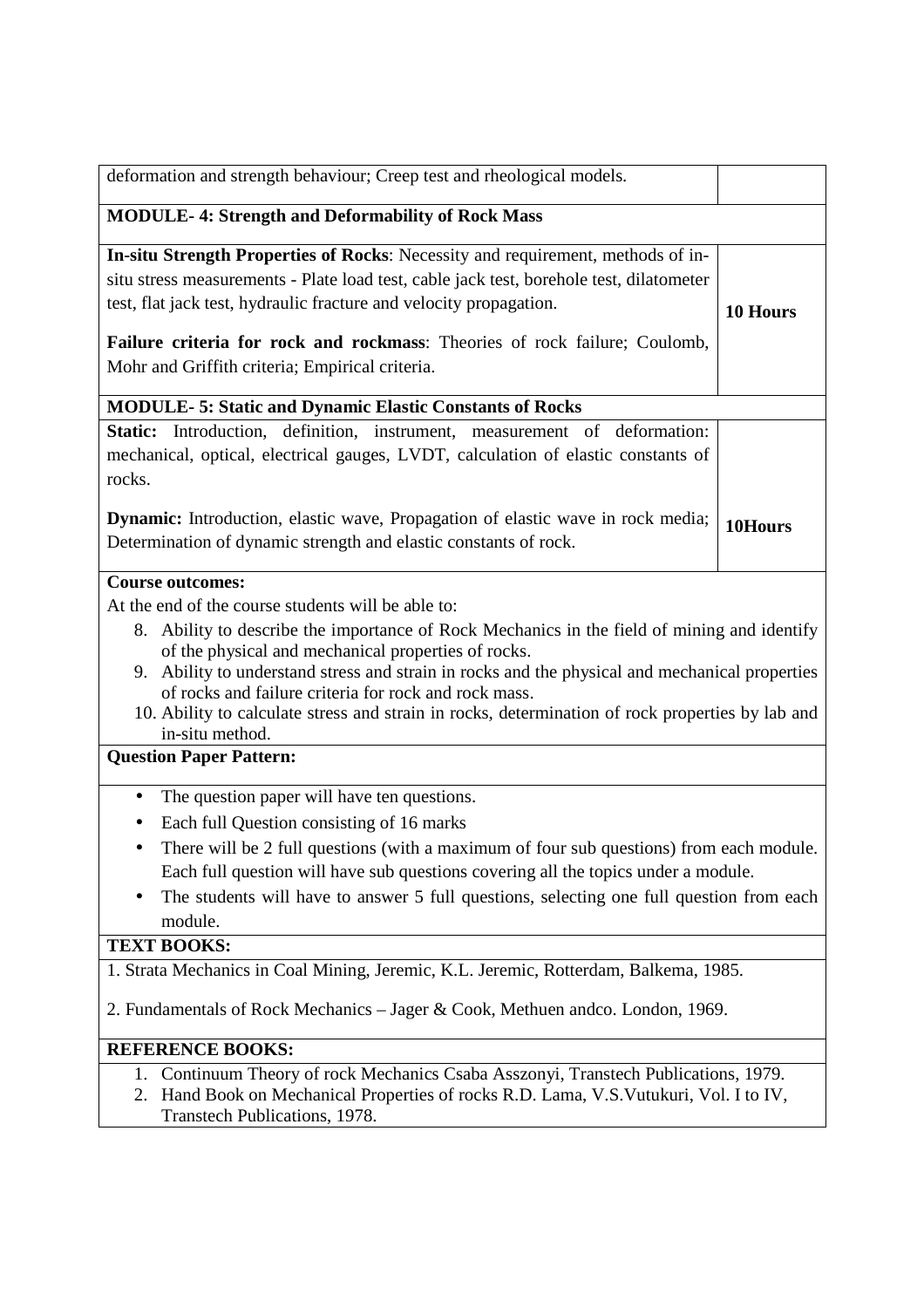| | |
|---|---|
| deformation and strength behaviour; Creep test and rheological models. | |
| **MODULE- 4: Strength and Deformability of Rock Mass** | |
| **In-situ Strength Properties of Rocks**: Necessity and requirement, methods of in-situ stress measurements - Plate load test, cable jack test, borehole test, dilatometer test, flat jack test, hydraulic fracture and velocity propagation.<br><br>**Failure criteria for rock and rockmass**: Theories of rock failure; Coulomb, Mohr and Griffith criteria; Empirical criteria. | **10 Hours** |
| **MODULE- 5: Static and Dynamic Elastic Constants of Rocks** | |
| **Static:** Introduction, definition, instrument, measurement of deformation: mechanical, optical, electrical gauges, LVDT, calculation of elastic constants of rocks.<br><br>**Dynamic:** Introduction, elastic wave, Propagation of elastic wave in rock media; Determination of dynamic strength and elastic constants of rock. | **10Hours** |

**Course outcomes:**

At the end of the course students will be able to:

8. Ability to describe the importance of Rock Mechanics in the field of mining and identify of the physical and mechanical properties of rocks.
9. Ability to understand stress and strain in rocks and the physical and mechanical properties of rocks and failure criteria for rock and rock mass.
10. Ability to calculate stress and strain in rocks, determination of rock properties by lab and in-situ method.

**Question Paper Pattern:**

- The question paper will have ten questions.
- Each full Question consisting of 16 marks
- There will be 2 full questions (with a maximum of four sub questions) from each module. Each full question will have sub questions covering all the topics under a module.
- The students will have to answer 5 full questions, selecting one full question from each module.

**TEXT BOOKS:**

1. Strata Mechanics in Coal Mining, Jeremic, K.L. Jeremic, Rotterdam, Balkema, 1985.

2. Fundamentals of Rock Mechanics – Jager & Cook, Methuen andco. London, 1969.

**REFERENCE BOOKS:**

1. Continuum Theory of rock Mechanics Csaba Asszonyi, Transtech Publications, 1979.
2. Hand Book on Mechanical Properties of rocks R.D. Lama, V.S.Vutukuri, Vol. I to IV, Transtech Publications, 1978.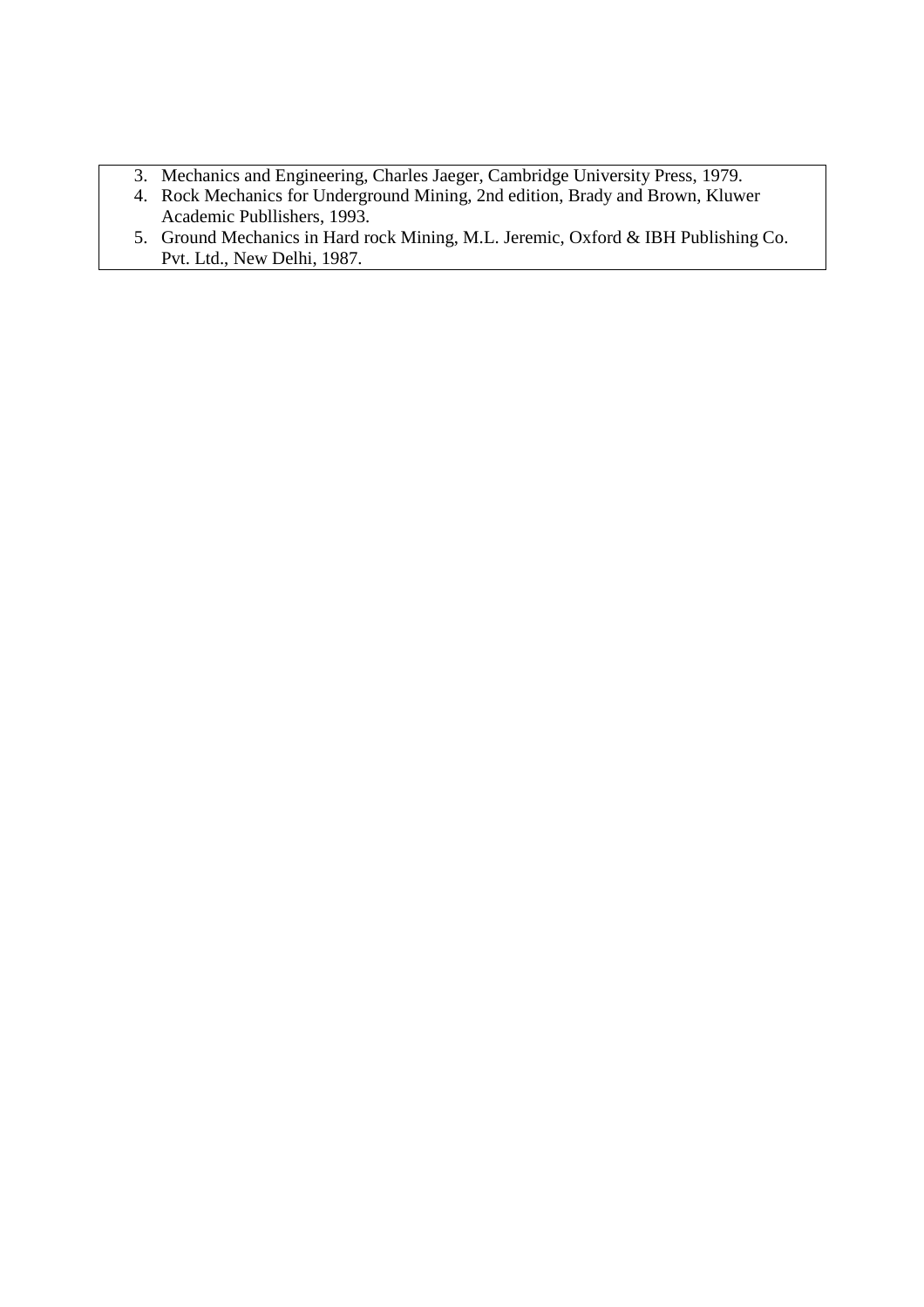3. Mechanics and Engineering, Charles Jaeger, Cambridge University Press, 1979.
4. Rock Mechanics for Underground Mining, 2nd edition, Brady and Brown, Kluwer Academic Publlishers, 1993.
5. Ground Mechanics in Hard rock Mining, M.L. Jeremic, Oxford & IBH Publishing Co. Pvt. Ltd., New Delhi, 1987.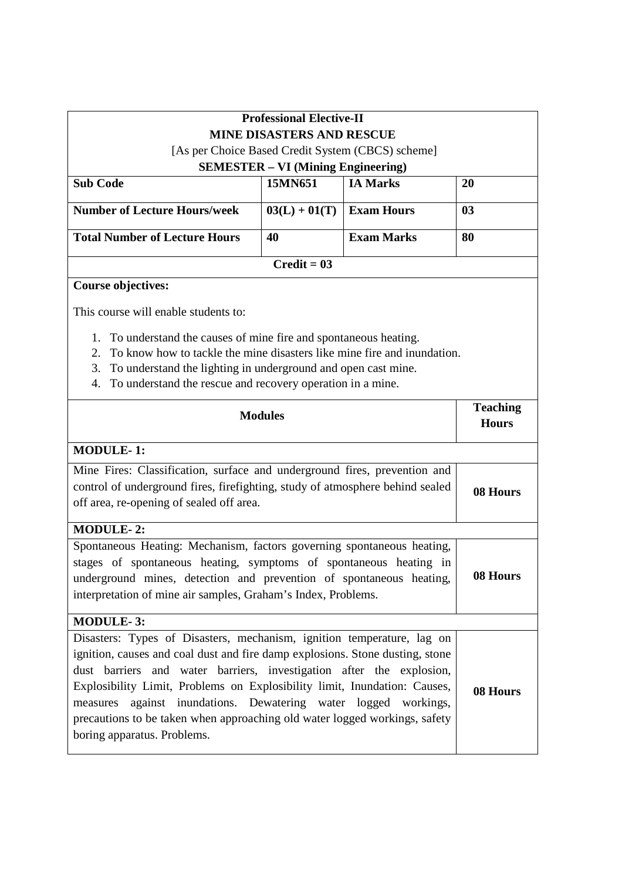**Professional Elective-II**
**MINE DISASTERS AND RESCUE**
[As per Choice Based Credit System (CBCS) scheme]
**SEMESTER – VI (Mining Engineering)**

| **Sub Code** | **15MN651** | **IA Marks** | **20** |
|---|---|---|---|
| **Number of Lecture Hours/week** | **03(L) + 01(T)** | **Exam Hours** | **03** |
| **Total Number of Lecture Hours** | **40** | **Exam Marks** | **80** |

**Credit = 03**

**Course objectives:**

This course will enable students to:

1. To understand the causes of mine fire and spontaneous heating.
2. To know how to tackle the mine disasters like mine fire and inundation.
3. To understand the lighting in underground and open cast mine.
4. To understand the rescue and recovery operation in a mine.

| **Modules** | **Teaching Hours** |
|---|---|
| **MODULE- 1:** | |
| Mine Fires: Classification, surface and underground fires, prevention and control of underground fires, firefighting, study of atmosphere behind sealed off area, re-opening of sealed off area. | **08 Hours** |
| **MODULE- 2:** | |
| Spontaneous Heating: Mechanism, factors governing spontaneous heating, stages of spontaneous heating, symptoms of spontaneous heating in underground mines, detection and prevention of spontaneous heating, interpretation of mine air samples, Graham's Index, Problems. | **08 Hours** |
| **MODULE- 3:** | |
| Disasters: Types of Disasters, mechanism, ignition temperature, lag on ignition, causes and coal dust and fire damp explosions. Stone dusting, stone dust barriers and water barriers, investigation after the explosion, Explosibility Limit, Problems on Explosibility limit, Inundation: Causes, measures against inundations. Dewatering water logged workings, precautions to be taken when approaching old water logged workings, safety boring apparatus. Problems. | **08 Hours** |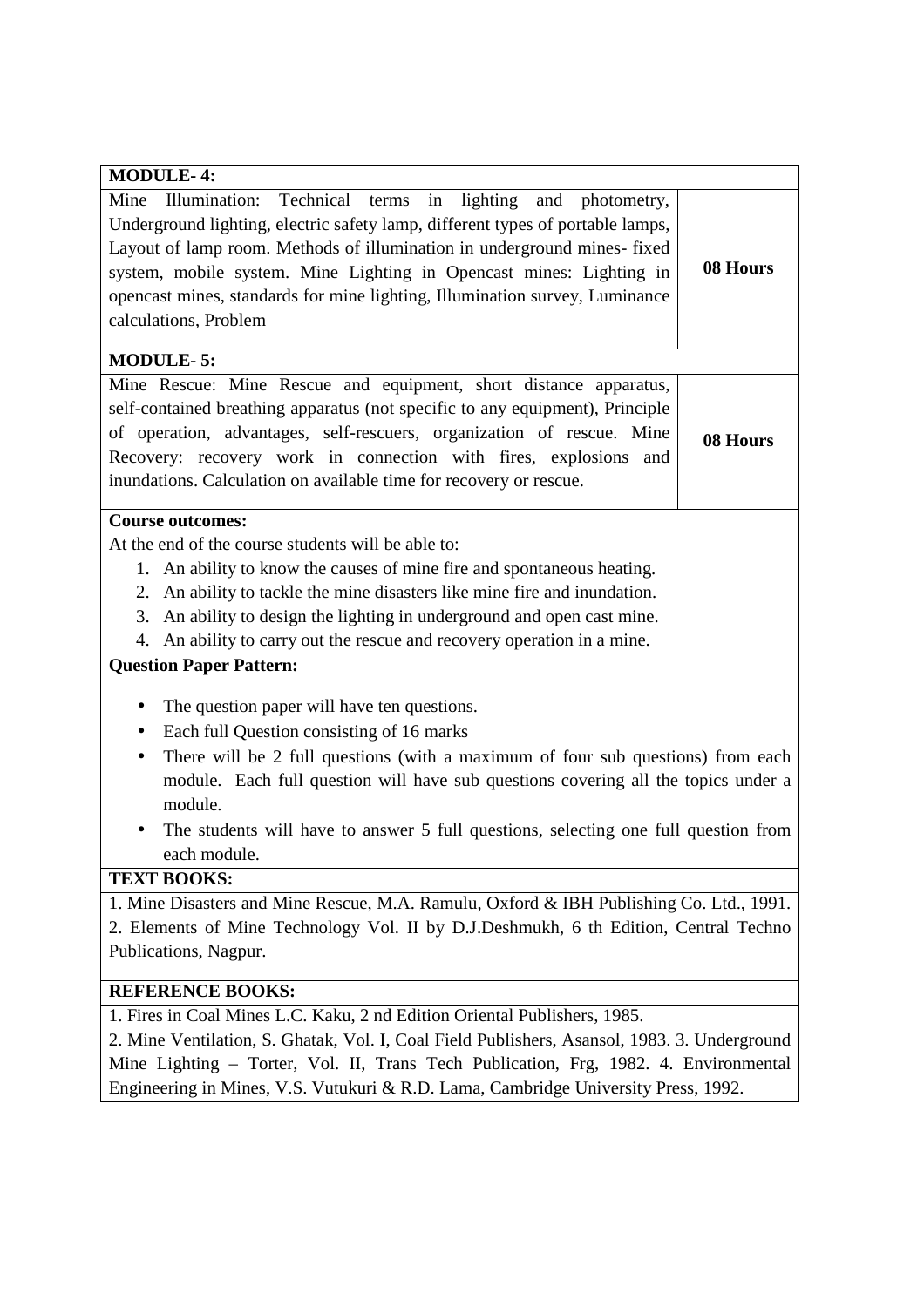| **MODULE- 4:** | |
|---|---|
| Mine Illumination: Technical terms in lighting and photometry, Underground lighting, electric safety lamp, different types of portable lamps, Layout of lamp room. Methods of illumination in underground mines- fixed system, mobile system. Mine Lighting in Opencast mines: Lighting in opencast mines, standards for mine lighting, Illumination survey, Luminance calculations, Problem | **08 Hours** |
| **MODULE- 5:** | |
| Mine Rescue: Mine Rescue and equipment, short distance apparatus, self-contained breathing apparatus (not specific to any equipment), Principle of operation, advantages, self-rescuers, organization of rescue. Mine Recovery: recovery work in connection with fires, explosions and inundations. Calculation on available time for recovery or rescue. | **08 Hours** |

**Course outcomes:**

At the end of the course students will be able to:

1. An ability to know the causes of mine fire and spontaneous heating.
2. An ability to tackle the mine disasters like mine fire and inundation.
3. An ability to design the lighting in underground and open cast mine.
4. An ability to carry out the rescue and recovery operation in a mine.

**Question Paper Pattern:**

- The question paper will have ten questions.
- Each full Question consisting of 16 marks
- There will be 2 full questions (with a maximum of four sub questions) from each module. Each full question will have sub questions covering all the topics under a module.
- The students will have to answer 5 full questions, selecting one full question from each module.

**TEXT BOOKS:**

1. Mine Disasters and Mine Rescue, M.A. Ramulu, Oxford & IBH Publishing Co. Ltd., 1991.
2. Elements of Mine Technology Vol. II by D.J.Deshmukh, 6 th Edition, Central Techno Publications, Nagpur.

**REFERENCE BOOKS:**

1. Fires in Coal Mines L.C. Kaku, 2 nd Edition Oriental Publishers, 1985.
2. Mine Ventilation, S. Ghatak, Vol. I, Coal Field Publishers, Asansol, 1983. 3. Underground Mine Lighting – Torter, Vol. II, Trans Tech Publication, Frg, 1982. 4. Environmental Engineering in Mines, V.S. Vutukuri & R.D. Lama, Cambridge University Press, 1992.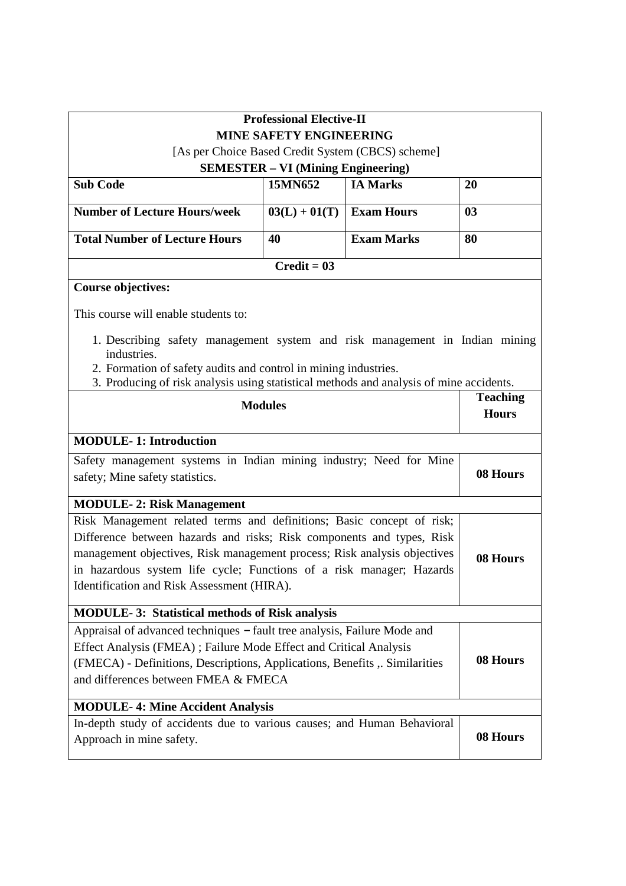**Professional Elective-II**

**MINE SAFETY ENGINEERING**

[As per Choice Based Credit System (CBCS) scheme]

**SEMESTER – VI (Mining Engineering)**

| **Sub Code** | **15MN652** | **IA Marks** | **20** |
|---|---|---|---|
| **Number of Lecture Hours/week** | **03(L) + 01(T)** | **Exam Hours** | **03** |
| **Total Number of Lecture Hours** | **40** | **Exam Marks** | **80** |

**Credit = 03**

**Course objectives:**

This course will enable students to:

1. Describing safety management system and risk management in Indian mining industries.
2. Formation of safety audits and control in mining industries.
3. Producing of risk analysis using statistical methods and analysis of mine accidents.

| **Modules** | **Teaching Hours** |
|---|---|
| **MODULE- 1: Introduction** | |
| Safety management systems in Indian mining industry; Need for Mine safety; Mine safety statistics. | **08 Hours** |
| **MODULE- 2: Risk Management** | |
| Risk Management related terms and definitions; Basic concept of risk; Difference between hazards and risks; Risk components and types, Risk management objectives, Risk management process; Risk analysis objectives in hazardous system life cycle; Functions of a risk manager; Hazards Identification and Risk Assessment (HIRA). | **08 Hours** |
| **MODULE- 3: Statistical methods of Risk analysis** | |
| Appraisal of advanced techniques – fault tree analysis, Failure Mode and Effect Analysis (FMEA) ; Failure Mode Effect and Critical Analysis (FMECA) - Definitions, Descriptions, Applications, Benefits ,. Similarities and differences between FMEA & FMECA | **08 Hours** |
| **MODULE- 4: Mine Accident Analysis** | |
| In-depth study of accidents due to various causes; and Human Behavioral Approach in mine safety. | **08 Hours** |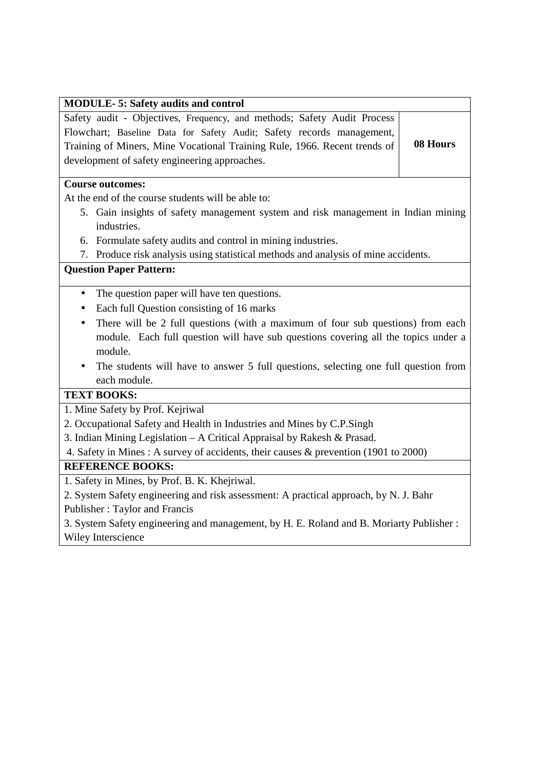| MODULE- 5: Safety audits and control | |
|---|---|
| Safety audit - Objectives, Frequency, and methods; Safety Audit Process Flowchart; Baseline Data for Safety Audit; Safety records management, Training of Miners, Mine Vocational Training Rule, 1966. Recent trends of development of safety engineering approaches. | **08 Hours** |

**Course outcomes:**

At the end of the course students will be able to:

5. Gain insights of safety management system and risk management in Indian mining industries.
6. Formulate safety audits and control in mining industries.
7. Produce risk analysis using statistical methods and analysis of mine accidents.

**Question Paper Pattern:**

- The question paper will have ten questions.
- Each full Question consisting of 16 marks
- There will be 2 full questions (with a maximum of four sub questions) from each module. Each full question will have sub questions covering all the topics under a module.
- The students will have to answer 5 full questions, selecting one full question from each module.

**TEXT BOOKS:**

1. Mine Safety by Prof. Kejriwal
2. Occupational Safety and Health in Industries and Mines by C.P.Singh
3. Indian Mining Legislation – A Critical Appraisal by Rakesh & Prasad.
4. Safety in Mines : A survey of accidents, their causes & prevention (1901 to 2000)

**REFERENCE BOOKS:**

1. Safety in Mines, by Prof. B. K. Khejriwal.
2. System Safety engineering and risk assessment: A practical approach, by N. J. Bahr Publisher : Taylor and Francis
3. System Safety engineering and management, by H. E. Roland and B. Moriarty Publisher : Wiley Interscience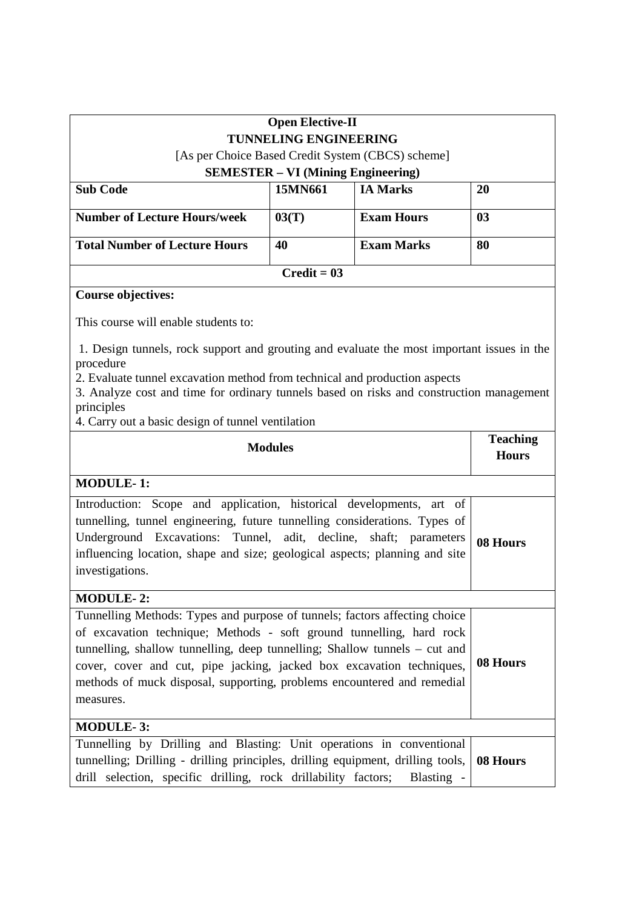**Open Elective-II**
**TUNNELING ENGINEERING**
[As per Choice Based Credit System (CBCS) scheme]
**SEMESTER – VI (Mining Engineering)**

| **Sub Code** | **15MN661** | **IA Marks** | **20** |
|---|---|---|---|
| **Number of Lecture Hours/week** | **03(T)** | **Exam Hours** | **03** |
| **Total Number of Lecture Hours** | **40** | **Exam Marks** | **80** |

**Credit = 03**

**Course objectives:**

This course will enable students to:

1. Design tunnels, rock support and grouting and evaluate the most important issues in the procedure
2. Evaluate tunnel excavation method from technical and production aspects
3. Analyze cost and time for ordinary tunnels based on risks and construction management principles
4. Carry out a basic design of tunnel ventilation

| **Modules** | **Teaching Hours** |
|---|---|
| **MODULE- 1:** | |
| Introduction: Scope and application, historical developments, art of tunnelling, tunnel engineering, future tunnelling considerations. Types of Underground Excavations: Tunnel, adit, decline, shaft; parameters influencing location, shape and size; geological aspects; planning and site investigations. | **08 Hours** |
| **MODULE- 2:** | |
| Tunnelling Methods: Types and purpose of tunnels; factors affecting choice of excavation technique; Methods - soft ground tunnelling, hard rock tunnelling, shallow tunnelling, deep tunnelling; Shallow tunnels – cut and cover, cover and cut, pipe jacking, jacked box excavation techniques, methods of muck disposal, supporting, problems encountered and remedial measures. | **08 Hours** |
| **MODULE- 3:** | |
| Tunnelling by Drilling and Blasting: Unit operations in conventional tunnelling; Drilling - drilling principles, drilling equipment, drilling tools, drill selection, specific drilling, rock drillability factors; Blasting - | **08 Hours** |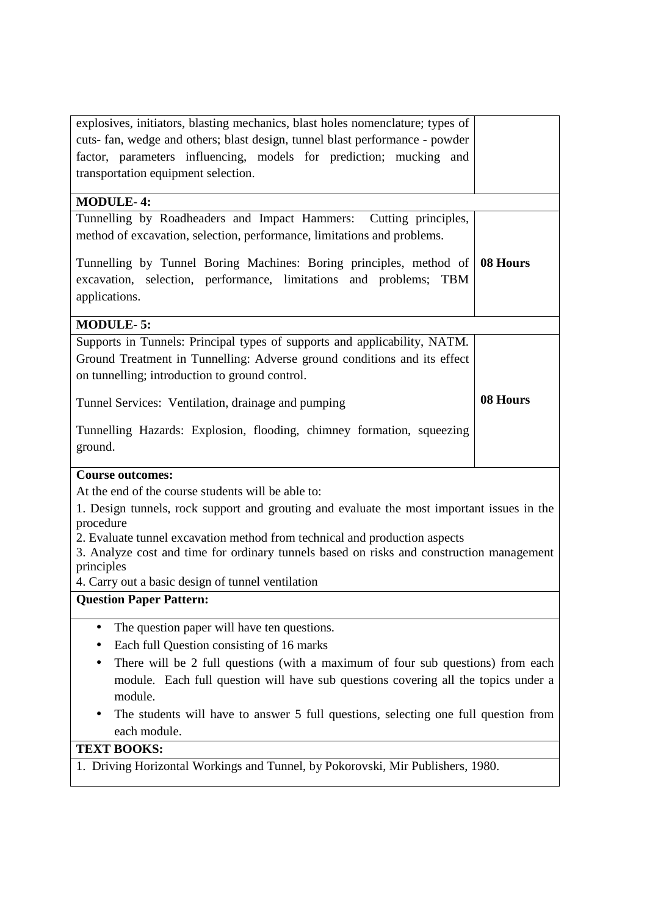| | |
|---|---|
| explosives, initiators, blasting mechanics, blast holes nomenclature; types of cuts- fan, wedge and others; blast design, tunnel blast performance - powder factor, parameters influencing, models for prediction; mucking and transportation equipment selection. | |
| **MODULE- 4:** | |
| Tunnelling by Roadheaders and Impact Hammers: Cutting principles, method of excavation, selection, performance, limitations and problems.<br><br>Tunnelling by Tunnel Boring Machines: Boring principles, method of excavation, selection, performance, limitations and problems; TBM applications. | **08 Hours** |
| **MODULE- 5:** | |
| Supports in Tunnels: Principal types of supports and applicability, NATM. Ground Treatment in Tunnelling: Adverse ground conditions and its effect on tunnelling; introduction to ground control.<br><br>Tunnel Services: Ventilation, drainage and pumping<br><br>Tunnelling Hazards: Explosion, flooding, chimney formation, squeezing ground. | **08 Hours** |

**Course outcomes:**

At the end of the course students will be able to:

1. Design tunnels, rock support and grouting and evaluate the most important issues in the procedure
2. Evaluate tunnel excavation method from technical and production aspects
3. Analyze cost and time for ordinary tunnels based on risks and construction management principles
4. Carry out a basic design of tunnel ventilation

**Question Paper Pattern:**

- The question paper will have ten questions.
- Each full Question consisting of 16 marks
- There will be 2 full questions (with a maximum of four sub questions) from each module. Each full question will have sub questions covering all the topics under a module.
- The students will have to answer 5 full questions, selecting one full question from each module.

**TEXT BOOKS:**

1. Driving Horizontal Workings and Tunnel, by Pokorovski, Mir Publishers, 1980.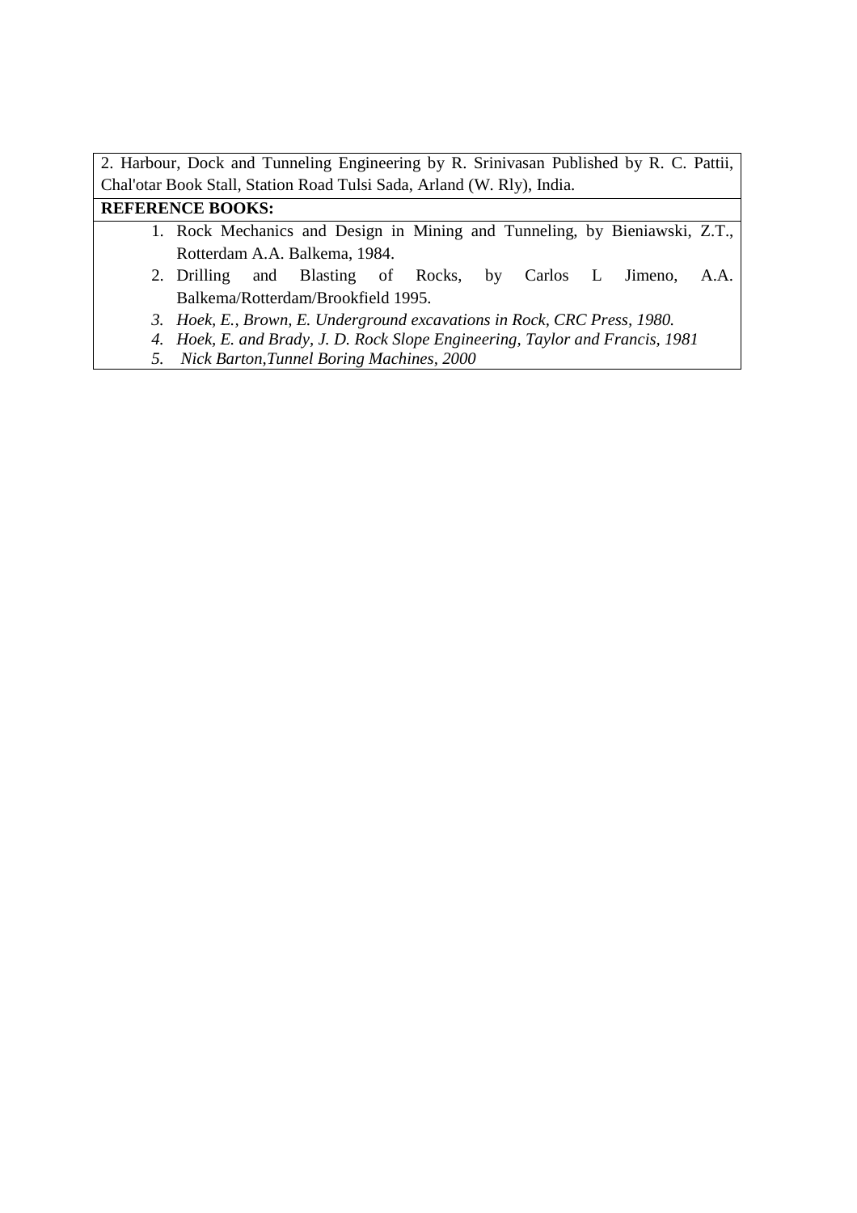2. Harbour, Dock and Tunneling Engineering by R. Srinivasan Published by R. C. Pattii, Chal'otar Book Stall, Station Road Tulsi Sada, Arland (W. Rly), India.

**REFERENCE BOOKS:**

1. Rock Mechanics and Design in Mining and Tunneling, by Bieniawski, Z.T., Rotterdam A.A. Balkema, 1984.
2. Drilling and Blasting of Rocks, by Carlos L Jimeno, A.A. Balkema/Rotterdam/Brookfield 1995.
3. *Hoek, E., Brown, E. Underground excavations in Rock, CRC Press, 1980.*
4. *Hoek, E. and Brady, J. D. Rock Slope Engineering, Taylor and Francis, 1981*
5. *Nick Barton,Tunnel Boring Machines, 2000*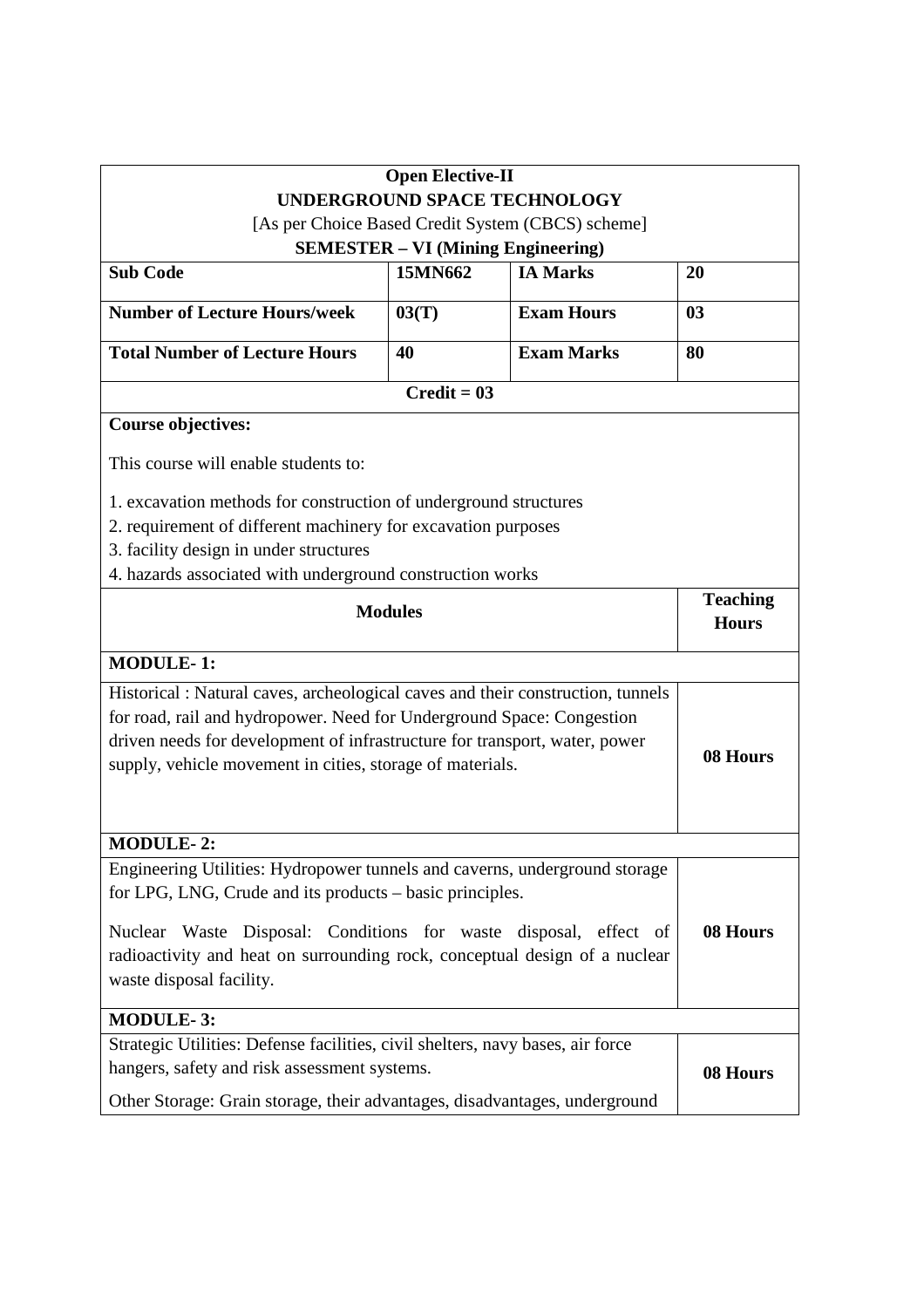**Open Elective-II**
**UNDERGROUND SPACE TECHNOLOGY**
[As per Choice Based Credit System (CBCS) scheme]
**SEMESTER – VI (Mining Engineering)**

| | | | |
|---|---|---|---|
| **Sub Code** | **15MN662** | **IA Marks** | **20** |
| **Number of Lecture Hours/week** | **03(T)** | **Exam Hours** | **03** |
| **Total Number of Lecture Hours** | **40** | **Exam Marks** | **80** |

**Credit = 03**

**Course objectives:**

This course will enable students to:

1. excavation methods for construction of underground structures
2. requirement of different machinery for excavation purposes
3. facility design in under structures
4. hazards associated with underground construction works

| **Modules** | **Teaching Hours** |
|---|---|
| **MODULE- 1:** | |
| Historical : Natural caves, archeological caves and their construction, tunnels for road, rail and hydropower. Need for Underground Space: Congestion driven needs for development of infrastructure for transport, water, power supply, vehicle movement in cities, storage of materials. | **08 Hours** |
| **MODULE- 2:** | |
| Engineering Utilities: Hydropower tunnels and caverns, underground storage for LPG, LNG, Crude and its products – basic principles. Nuclear Waste Disposal: Conditions for waste disposal, effect of radioactivity and heat on surrounding rock, conceptual design of a nuclear waste disposal facility. | **08 Hours** |
| **MODULE- 3:** | |
| Strategic Utilities: Defense facilities, civil shelters, navy bases, air force hangers, safety and risk assessment systems. Other Storage: Grain storage, their advantages, disadvantages, underground | **08 Hours** |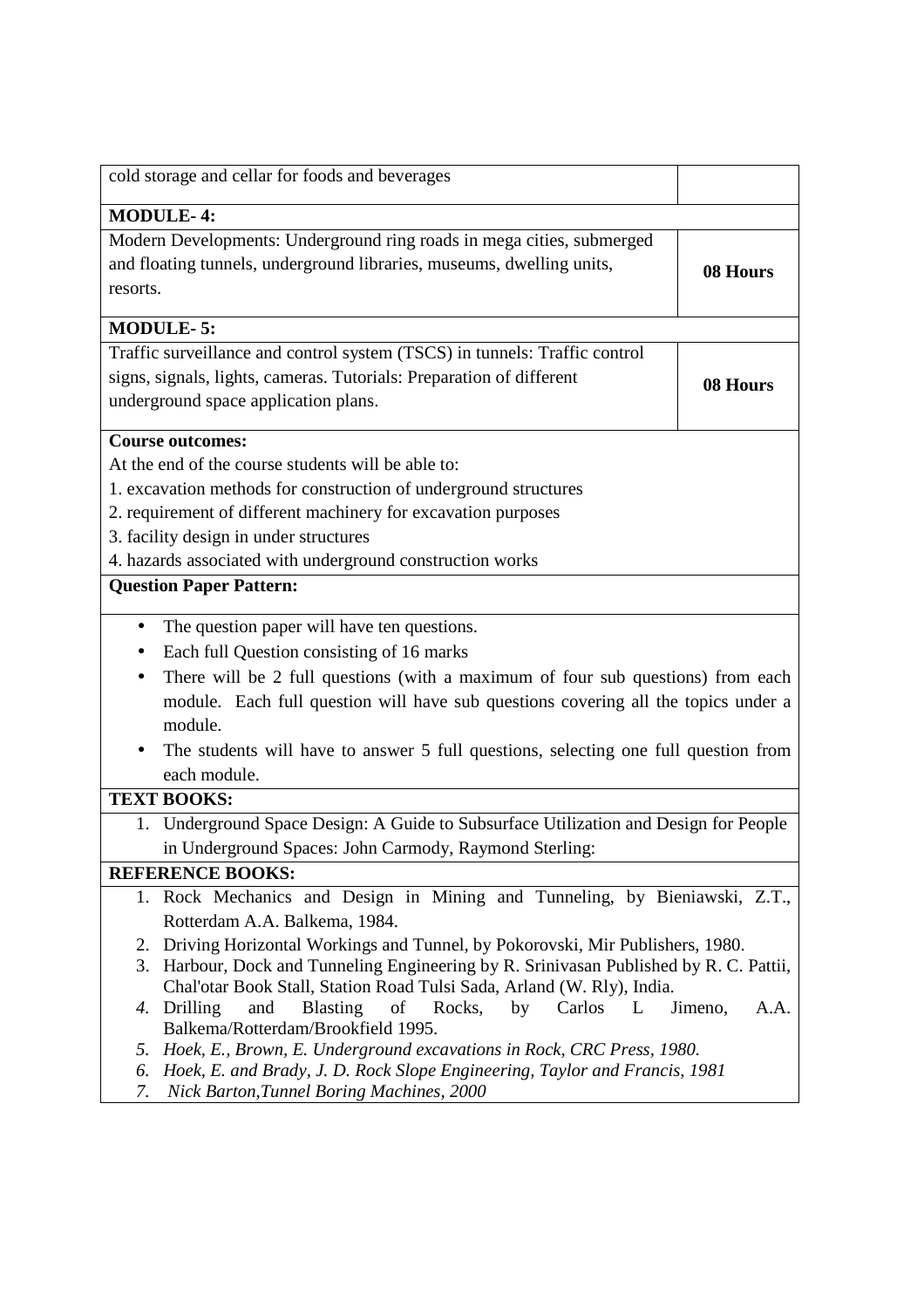| | |
|---|---|
| cold storage and cellar for foods and beverages | |
| **MODULE- 4:** | |
| Modern Developments: Underground ring roads in mega cities, submerged and floating tunnels, underground libraries, museums, dwelling units, resorts. | **08 Hours** |
| **MODULE- 5:** | |
| Traffic surveillance and control system (TSCS) in tunnels: Traffic control signs, signals, lights, cameras. Tutorials: Preparation of different underground space application plans. | **08 Hours** |

**Course outcomes:**

At the end of the course students will be able to:

1. excavation methods for construction of underground structures
2. requirement of different machinery for excavation purposes
3. facility design in under structures
4. hazards associated with underground construction works

**Question Paper Pattern:**

- The question paper will have ten questions.
- Each full Question consisting of 16 marks
- There will be 2 full questions (with a maximum of four sub questions) from each module. Each full question will have sub questions covering all the topics under a module.
- The students will have to answer 5 full questions, selecting one full question from each module.

**TEXT BOOKS:**

1. Underground Space Design: A Guide to Subsurface Utilization and Design for People in Underground Spaces: John Carmody, Raymond Sterling:

**REFERENCE BOOKS:**

1. Rock Mechanics and Design in Mining and Tunneling, by Bieniawski, Z.T., Rotterdam A.A. Balkema, 1984.
2. Driving Horizontal Workings and Tunnel, by Pokorovski, Mir Publishers, 1980.
3. Harbour, Dock and Tunneling Engineering by R. Srinivasan Published by R. C. Pattii, Chal'otar Book Stall, Station Road Tulsi Sada, Arland (W. Rly), India.
4. Drilling and Blasting of Rocks, by Carlos L Jimeno, A.A. Balkema/Rotterdam/Brookfield 1995.
5. *Hoek, E., Brown, E. Underground excavations in Rock, CRC Press, 1980.*
6. *Hoek, E. and Brady, J. D. Rock Slope Engineering, Taylor and Francis, 1981*
7. *Nick Barton,Tunnel Boring Machines, 2000*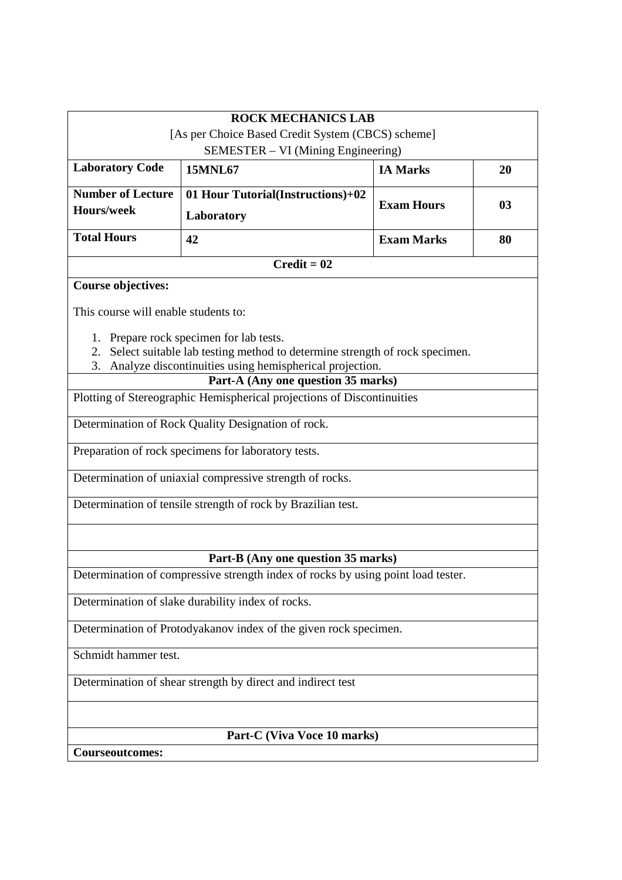## ROCK MECHANICS LAB

[As per Choice Based Credit System (CBCS) scheme]

SEMESTER – VI (Mining Engineering)

| **Laboratory Code** | **15MNL67** | **IA Marks** | **20** |
|---|---|---|---|
| **Number of Lecture Hours/week** | **01 Hour Tutorial(Instructions)+02 Laboratory** | **Exam Hours** | **03** |
| **Total Hours** | **42** | **Exam Marks** | **80** |

**Credit = 02**

**Course objectives:**

This course will enable students to:

1. Prepare rock specimen for lab tests.
2. Select suitable lab testing method to determine strength of rock specimen.
3. Analyze discontinuities using hemispherical projection.

**Part-A (Any one question 35 marks)**

Plotting of Stereographic Hemispherical projections of Discontinuities

Determination of Rock Quality Designation of rock.

Preparation of rock specimens for laboratory tests.

Determination of uniaxial compressive strength of rocks.

Determination of tensile strength of rock by Brazilian test.

**Part-B (Any one question 35 marks)**

Determination of compressive strength index of rocks by using point load tester.

Determination of slake durability index of rocks.

Determination of Protodyakanov index of the given rock specimen.

Schmidt hammer test.

Determination of shear strength by direct and indirect test

**Part-C (Viva Voce 10 marks)**

**Courseoutcomes:**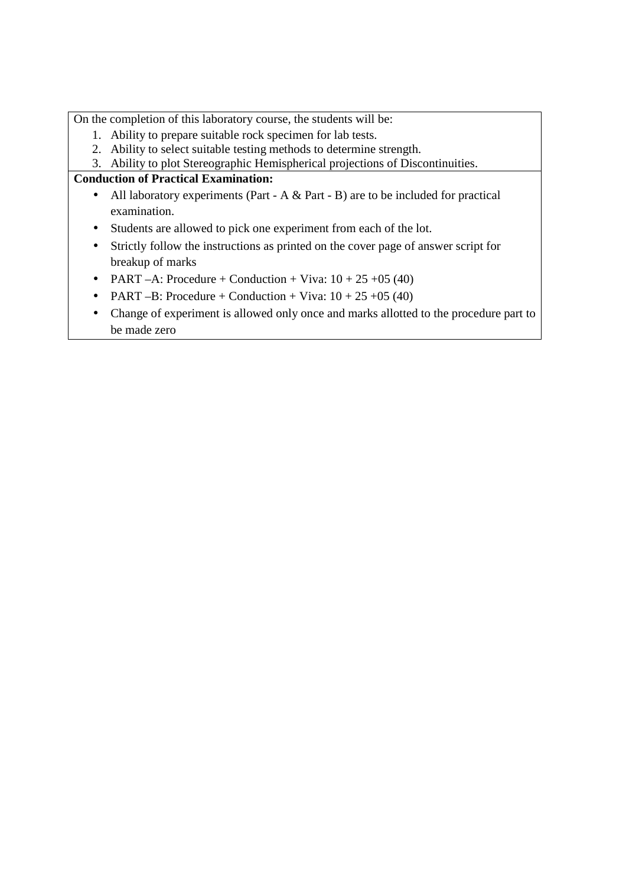On the completion of this laboratory course, the students will be:

1. Ability to prepare suitable rock specimen for lab tests.
2. Ability to select suitable testing methods to determine strength.
3. Ability to plot Stereographic Hemispherical projections of Discontinuities.

**Conduction of Practical Examination:**

- All laboratory experiments (Part - A & Part - B) are to be included for practical examination.
- Students are allowed to pick one experiment from each of the lot.
- Strictly follow the instructions as printed on the cover page of answer script for breakup of marks
- PART –A: Procedure + Conduction + Viva: 10 + 25 +05 (40)
- PART –B: Procedure + Conduction + Viva: 10 + 25 +05 (40)
- Change of experiment is allowed only once and marks allotted to the procedure part to be made zero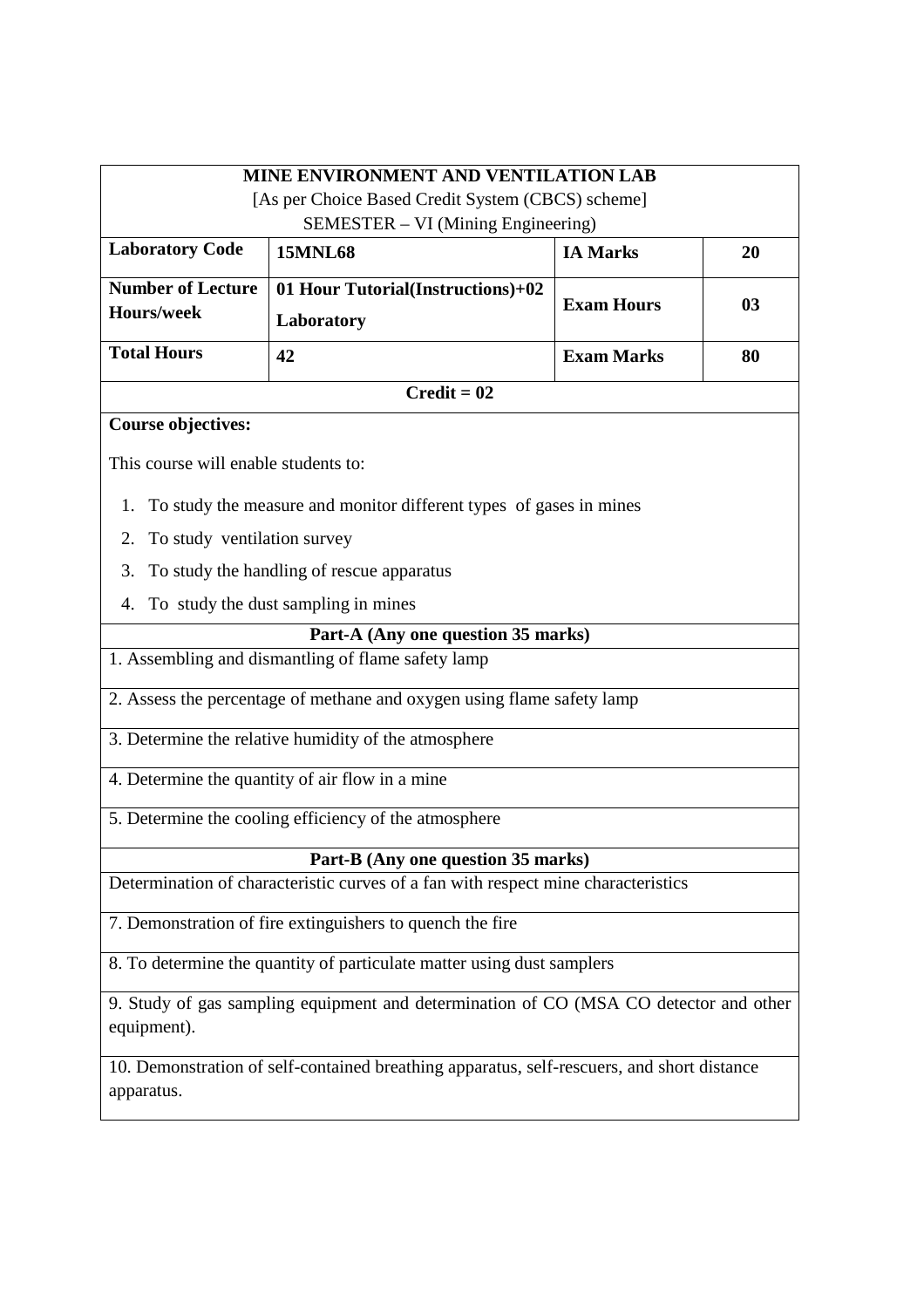| MINE ENVIRONMENT AND VENTILATION LAB<br>[As per Choice Based Credit System (CBCS) scheme]<br>SEMESTER – VI (Mining Engineering) | | | |
|---|---|---|---|
| **Laboratory Code** | **15MNL68** | **IA Marks** | **20** |
| **Number of Lecture Hours/week** | **01 Hour Tutorial(Instructions)+02 Laboratory** | **Exam Hours** | **03** |
| **Total Hours** | **42** | **Exam Marks** | **80** |
| **Credit = 02** | | | |

**Course objectives:**

This course will enable students to:

1. To study the measure and monitor different types of gases in mines
2. To study ventilation survey
3. To study the handling of rescue apparatus
4. To study the dust sampling in mines

| **Part-A (Any one question 35 marks)** |
|---|
| 1. Assembling and dismantling of flame safety lamp |
| 2. Assess the percentage of methane and oxygen using flame safety lamp |
| 3. Determine the relative humidity of the atmosphere |
| 4. Determine the quantity of air flow in a mine |
| 5. Determine the cooling efficiency of the atmosphere |
| **Part-B (Any one question 35 marks)** |
| Determination of characteristic curves of a fan with respect mine characteristics |
| 7. Demonstration of fire extinguishers to quench the fire |
| 8. To determine the quantity of particulate matter using dust samplers |
| 9. Study of gas sampling equipment and determination of CO (MSA CO detector and other equipment). |
| 10. Demonstration of self-contained breathing apparatus, self-rescuers, and short distance apparatus. |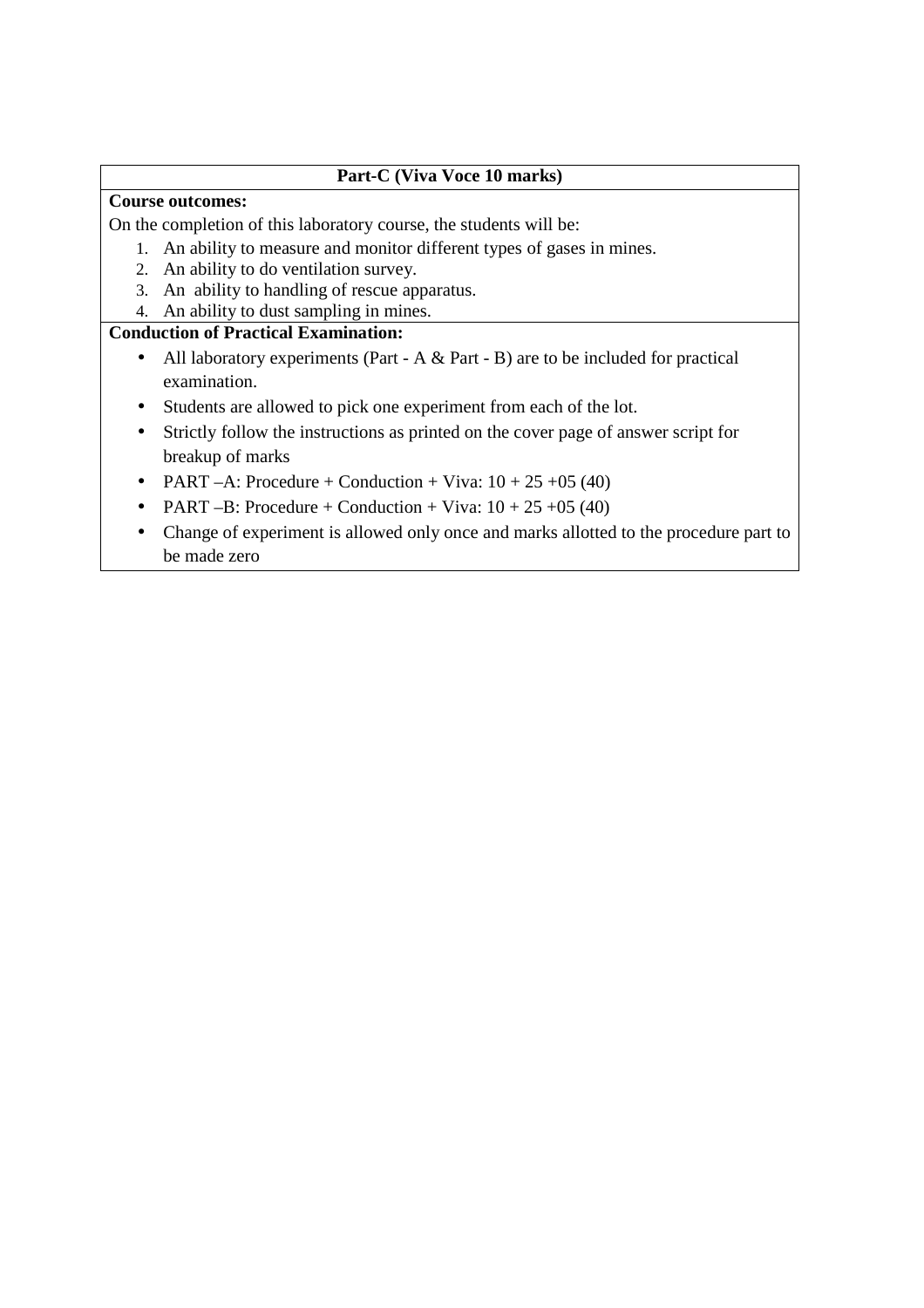**Part-C (Viva Voce 10 marks)**

**Course outcomes:**

On the completion of this laboratory course, the students will be:

1. An ability to measure and monitor different types of gases in mines.
2. An ability to do ventilation survey.
3. An ability to handling of rescue apparatus.
4. An ability to dust sampling in mines.

**Conduction of Practical Examination:**

- All laboratory experiments (Part - A & Part - B) are to be included for practical examination.
- Students are allowed to pick one experiment from each of the lot.
- Strictly follow the instructions as printed on the cover page of answer script for breakup of marks
- PART –A: Procedure + Conduction + Viva: 10 + 25 +05 (40)
- PART –B: Procedure + Conduction + Viva: 10 + 25 +05 (40)
- Change of experiment is allowed only once and marks allotted to the procedure part to be made zero